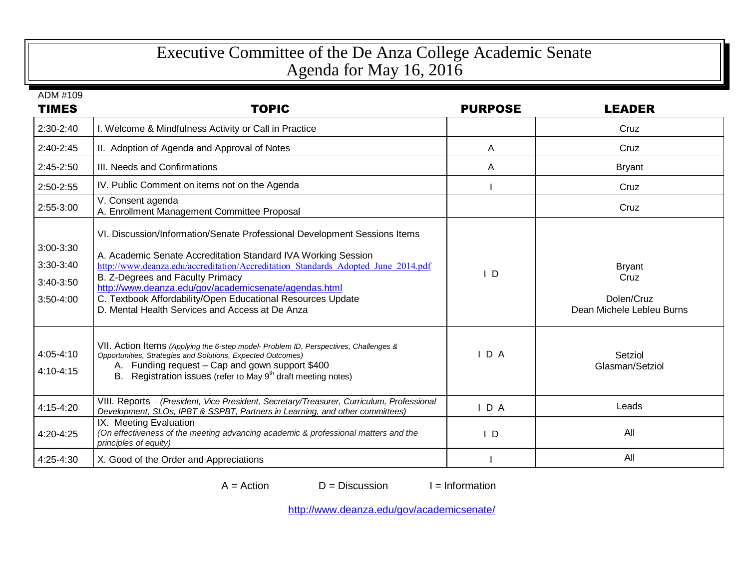# Executive Committee of the De Anza College Academic Senate
# Agenda for May 16, 2016

ADM #109

| TIMES | TOPIC | PURPOSE | LEADER |
|---|---|---|---|
| 2:30-2:40 | I. Welcome & Mindfulness Activity or Call in Practice | | Cruz |
| 2:40-2:45 | II. Adoption of Agenda and Approval of Notes | A | Cruz |
| 2:45-2:50 | III. Needs and Confirmations | A | Bryant |
| 2:50-2:55 | IV. Public Comment on items not on the Agenda | I | Cruz |
| 2:55-3:00 | V. Consent agenda<br>A. Enrollment Management Committee Proposal | | Cruz |
| 3:00-3:30<br>3:30-3:40<br>3:40-3:50<br>3:50-4:00 | VI. Discussion/Information/Senate Professional Development Sessions Items<br>A. Academic Senate Accreditation Standard IVA Working Session<br>http://www.deanza.edu/accreditation/Accreditation_Standards_Adopted_June_2014.pdf<br>B. Z-Degrees and Faculty Primacy<br>http://www.deanza.edu/gov/academicsenate/agendas.html<br>C. Textbook Affordability/Open Educational Resources Update<br>D. Mental Health Services and Access at De Anza | I D | Bryant<br>Cruz<br>Dolen/Cruz<br>Dean Michele Lebleu Burns |
| 4:05-4:10<br>4:10-4:15 | VII. Action Items *(Applying the 6-step model- Problem ID, Perspectives, Challenges & Opportunities, Strategies and Solutions, Expected Outcomes)*<br>A. Funding request – Cap and gown support $400<br>B. Registration issues (refer to May 9th draft meeting notes) | I D A | Setziol<br>Glasman/Setziol |
| 4:15-4:20 | VIII. Reports – *(President, Vice President, Secretary/Treasurer, Curriculum, Professional Development, SLOs, IPBT & SSPBT, Partners in Learning, and other committees)* | I D A | Leads |
| 4:20-4:25 | IX. Meeting Evaluation<br>*(On effectiveness of the meeting advancing academic & professional matters and the principles of equity)* | I D | All |
| 4:25-4:30 | X. Good of the Order and Appreciations | I | All |

A = Action D = Discussion I = Information

http://www.deanza.edu/gov/academicsenate/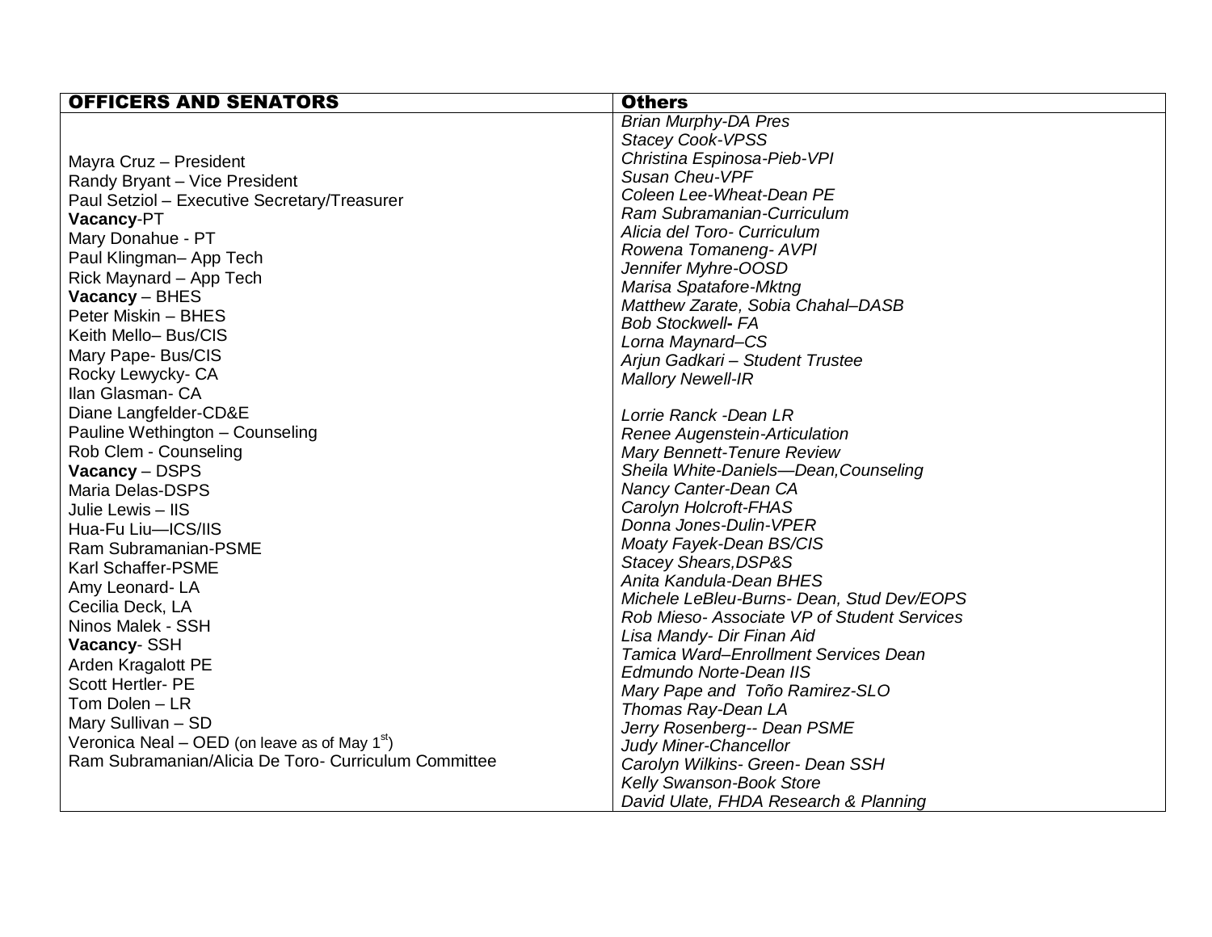| OFFICERS AND SENATORS | Others |
|---|---|
| Mayra Cruz – President<br>Randy Bryant – Vice President<br>Paul Setziol – Executive Secretary/Treasurer<br>**Vacancy**-PT<br>Mary Donahue - PT<br>Paul Klingman– App Tech<br>Rick Maynard – App Tech<br>**Vacancy** – BHES<br>Peter Miskin – BHES<br>Keith Mello– Bus/CIS<br>Mary Pape- Bus/CIS<br>Rocky Lewycky- CA<br>Ilan Glasman- CA<br>Diane Langfelder-CD&E<br>Pauline Wethington – Counseling<br>Rob Clem - Counseling<br>**Vacancy** – DSPS<br>Maria Delas-DSPS<br>Julie Lewis – IIS<br>Hua-Fu Liu—ICS/IIS<br>Ram Subramanian-PSME<br>Karl Schaffer-PSME<br>Amy Leonard- LA<br>Cecilia Deck, LA<br>Ninos Malek - SSH<br>**Vacancy**- SSH<br>Arden Kragalott PE<br>Scott Hertler- PE<br>Tom Dolen – LR<br>Mary Sullivan – SD<br>Veronica Neal – OED (on leave as of May 1st)<br>Ram Subramanian/Alicia De Toro- Curriculum Committee | *Brian Murphy-DA Pres*<br>*Stacey Cook-VPSS*<br>*Christina Espinosa-Pieb-VPI*<br>*Susan Cheu-VPF*<br>*Coleen Lee-Wheat-Dean PE*<br>*Ram Subramanian-Curriculum*<br>*Alicia del Toro- Curriculum*<br>*Rowena Tomaneng- AVPI*<br>*Jennifer Myhre-OOSD*<br>*Marisa Spatafore-Mktng*<br>*Matthew Zarate, Sobia Chahal–DASB*<br>*Bob Stockwell- FA*<br>*Lorna Maynard–CS*<br>*Arjun Gadkari – Student Trustee*<br>*Mallory Newell-IR*<br><br>*Lorrie Ranck -Dean LR*<br>*Renee Augenstein-Articulation*<br>*Mary Bennett-Tenure Review*<br>*Sheila White-Daniels—Dean,Counseling*<br>*Nancy Canter-Dean CA*<br>*Carolyn Holcroft-FHAS*<br>*Donna Jones-Dulin-VPER*<br>*Moaty Fayek-Dean BS/CIS*<br>*Stacey Shears,DSP&S*<br>*Anita Kandula-Dean BHES*<br>*Michele LeBleu-Burns- Dean, Stud Dev/EOPS*<br>*Rob Mieso- Associate VP of Student Services*<br>*Lisa Mandy- Dir Finan Aid*<br>*Tamica Ward–Enrollment Services Dean*<br>*Edmundo Norte-Dean IIS*<br>*Mary Pape and Toño Ramirez-SLO*<br>*Thomas Ray-Dean LA*<br>*Jerry Rosenberg-- Dean PSME*<br>*Judy Miner-Chancellor*<br>*Carolyn Wilkins- Green- Dean SSH*<br>*Kelly Swanson-Book Store*<br>*David Ulate, FHDA Research & Planning* |